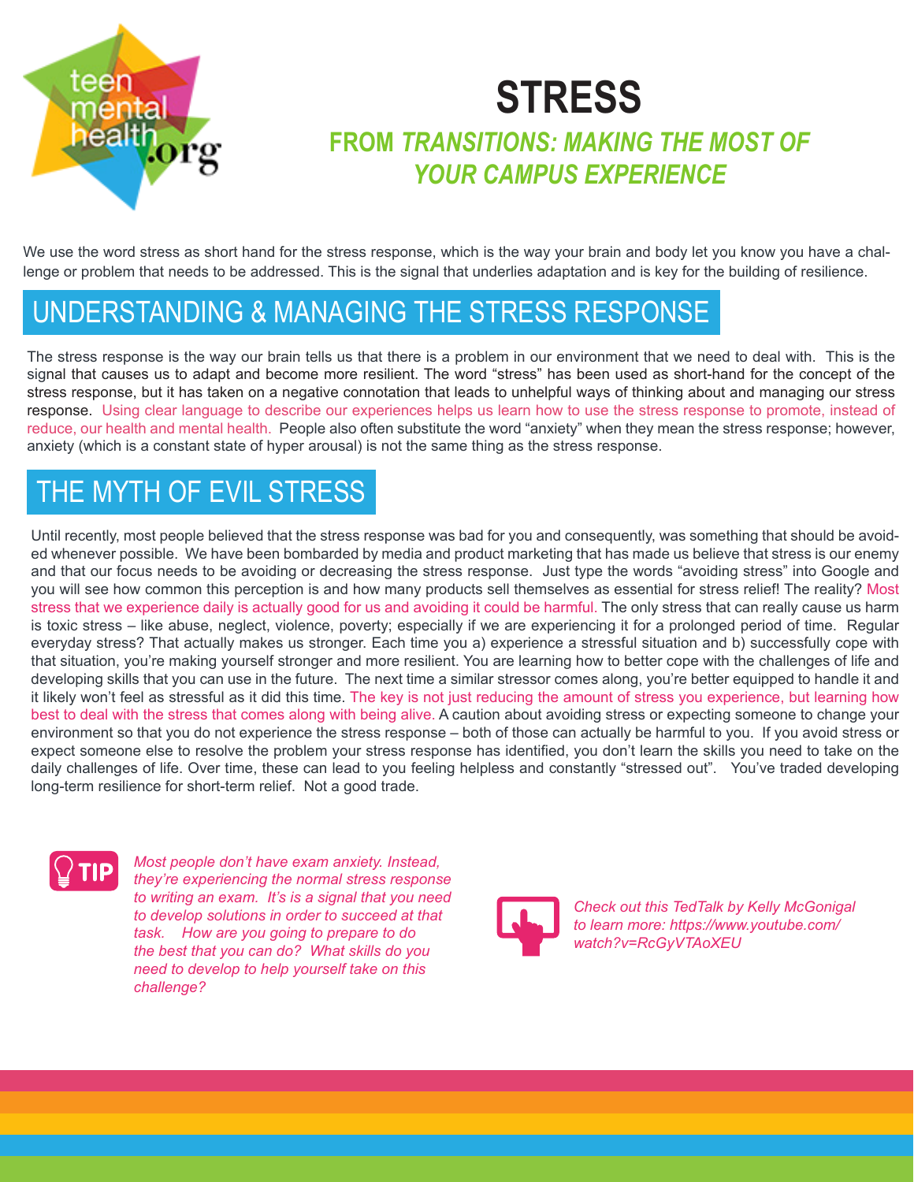# STRESS

## FROM *TRANSITIONS: MAKING THE MOST OF YOUR CAMPUS EXPERIENCE*

We use the word stress as short hand for the stress response, which is the way your brain and body let you know you have a challenge or problem that needs to be addressed. This is the signal that underlies adaptation and is key for the building of resilience.

## UNDERSTANDING & MANAGING THE STRESS RESPONSE

The stress response is the way our brain tells us that there is a problem in our environment that we need to deal with. This is the signal that causes us to adapt and become more resilient. The word "stress" has been used as short-hand for the concept of the stress response, but it has taken on a negative connotation that leads to unhelpful ways of thinking about and managing our stress response. Using clear language to describe our experiences helps us learn how to use the stress response to promote, instead of reduce, our health and mental health. People also often substitute the word "anxiety" when they mean the stress response; however, anxiety (which is a constant state of hyper arousal) is not the same thing as the stress response.

## THE MYTH OF EVIL STRESS

Until recently, most people believed that the stress response was bad for you and consequently, was something that should be avoided whenever possible. We have been bombarded by media and product marketing that has made us believe that stress is our enemy and that our focus needs to be avoiding or decreasing the stress response. Just type the words "avoiding stress" into Google and you will see how common this perception is and how many products sell themselves as essential for stress relief! The reality? Most stress that we experience daily is actually good for us and avoiding it could be harmful. The only stress that can really cause us harm is toxic stress – like abuse, neglect, violence, poverty; especially if we are experiencing it for a prolonged period of time. Regular everyday stress? That actually makes us stronger. Each time you a) experience a stressful situation and b) successfully cope with that situation, you're making yourself stronger and more resilient. You are learning how to better cope with the challenges of life and developing skills that you can use in the future. The next time a similar stressor comes along, you're better equipped to handle it and it likely won't feel as stressful as it did this time. The key is not just reducing the amount of stress you experience, but learning how best to deal with the stress that comes along with being alive. A caution about avoiding stress or expecting someone to change your environment so that you do not experience the stress response – both of those can actually be harmful to you. If you avoid stress or expect someone else to resolve the problem your stress response has identified, you don't learn the skills you need to take on the daily challenges of life. Over time, these can lead to you feeling helpless and constantly "stressed out". You've traded developing long-term resilience for short-term relief. Not a good trade.

**TIP**

*Most people don't have exam anxiety. Instead, they're experiencing the normal stress response to writing an exam. It's is a signal that you need to develop solutions in order to succeed at that task. How are you going to prepare to do the best that you can do? What skills do you need to develop to help yourself take on this challenge?*

*Check out this TedTalk by Kelly McGonigal to learn more: https://www.youtube.com/watch?v=RcGyVTAoXEU*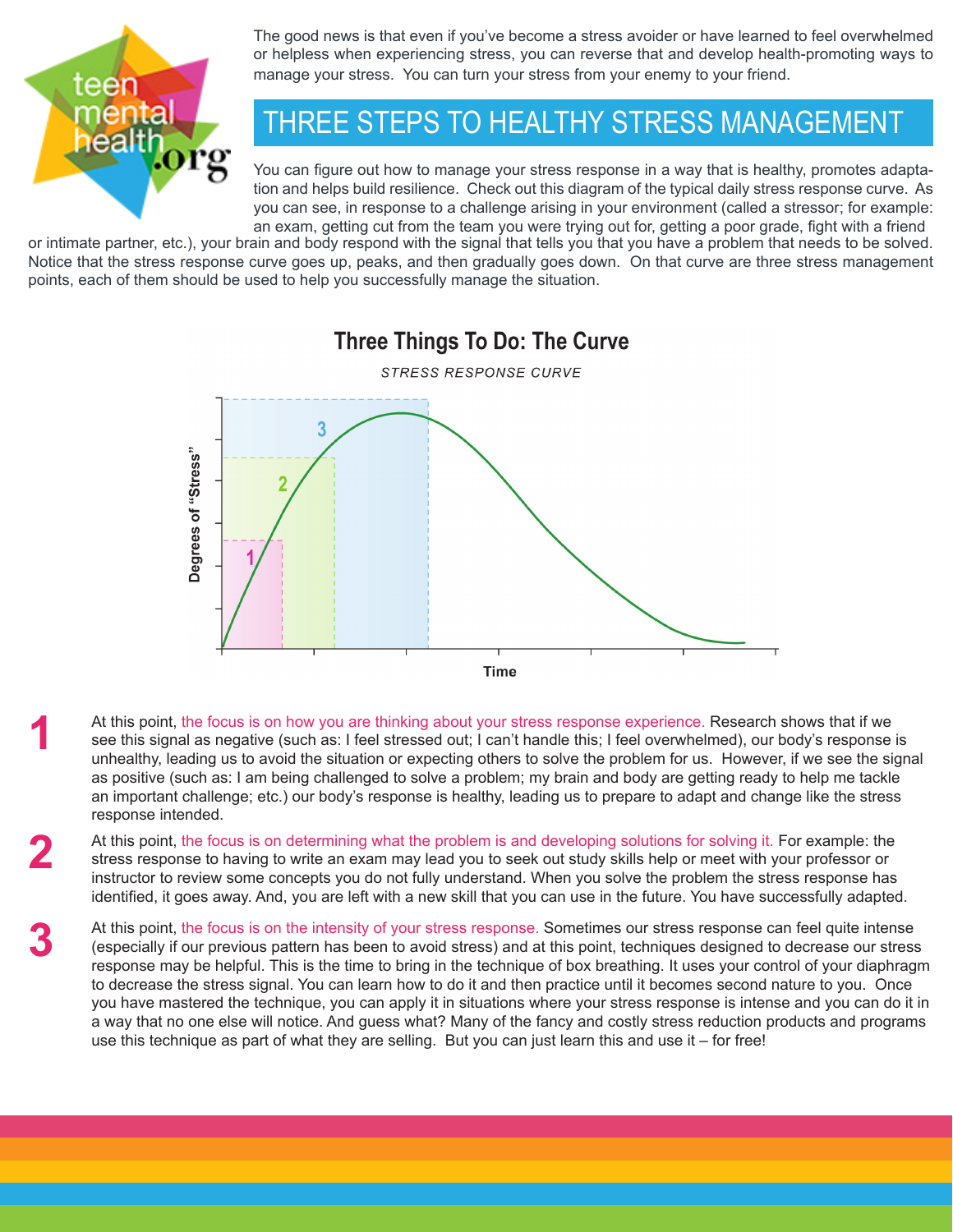The good news is that even if you've become a stress avoider or have learned to feel overwhelmed or helpless when experiencing stress, you can reverse that and develop health-promoting ways to manage your stress. You can turn your stress from your enemy to your friend.

## THREE STEPS TO HEALTHY STRESS MANAGEMENT

You can figure out how to manage your stress response in a way that is healthy, promotes adaptation and helps build resilience. Check out this diagram of the typical daily stress response curve. As you can see, in response to a challenge arising in your environment (called a stressor; for example: an exam, getting cut from the team you were trying out for, getting a poor grade, fight with a friend or intimate partner, etc.), your brain and body respond with the signal that tells you that you have a problem that needs to be solved. Notice that the stress response curve goes up, peaks, and then gradually goes down. On that curve are three stress management points, each of them should be used to help you successfully manage the situation.

### Three Things To Do: The Curve

*STRESS RESPONSE CURVE*

**1** At this point, the focus is on how you are thinking about your stress response experience. Research shows that if we see this signal as negative (such as: I feel stressed out; I can't handle this; I feel overwhelmed), our body's response is unhealthy, leading us to avoid the situation or expecting others to solve the problem for us. However, if we see the signal as positive (such as: I am being challenged to solve a problem; my brain and body are getting ready to help me tackle an important challenge; etc.) our body's response is healthy, leading us to prepare to adapt and change like the stress response intended.

**2** At this point, the focus is on determining what the problem is and developing solutions for solving it. For example: the stress response to having to write an exam may lead you to seek out study skills help or meet with your professor or instructor to review some concepts you do not fully understand. When you solve the problem the stress response has identified, it goes away. And, you are left with a new skill that you can use in the future. You have successfully adapted.

**3** At this point, the focus is on the intensity of your stress response. Sometimes our stress response can feel quite intense (especially if our previous pattern has been to avoid stress) and at this point, techniques designed to decrease our stress response may be helpful. This is the time to bring in the technique of box breathing. It uses your control of your diaphragm to decrease the stress signal. You can learn how to do it and then practice until it becomes second nature to you. Once you have mastered the technique, you can apply it in situations where your stress response is intense and you can do it in a way that no one else will notice. And guess what? Many of the fancy and costly stress reduction products and programs use this technique as part of what they are selling. But you can just learn this and use it – for free!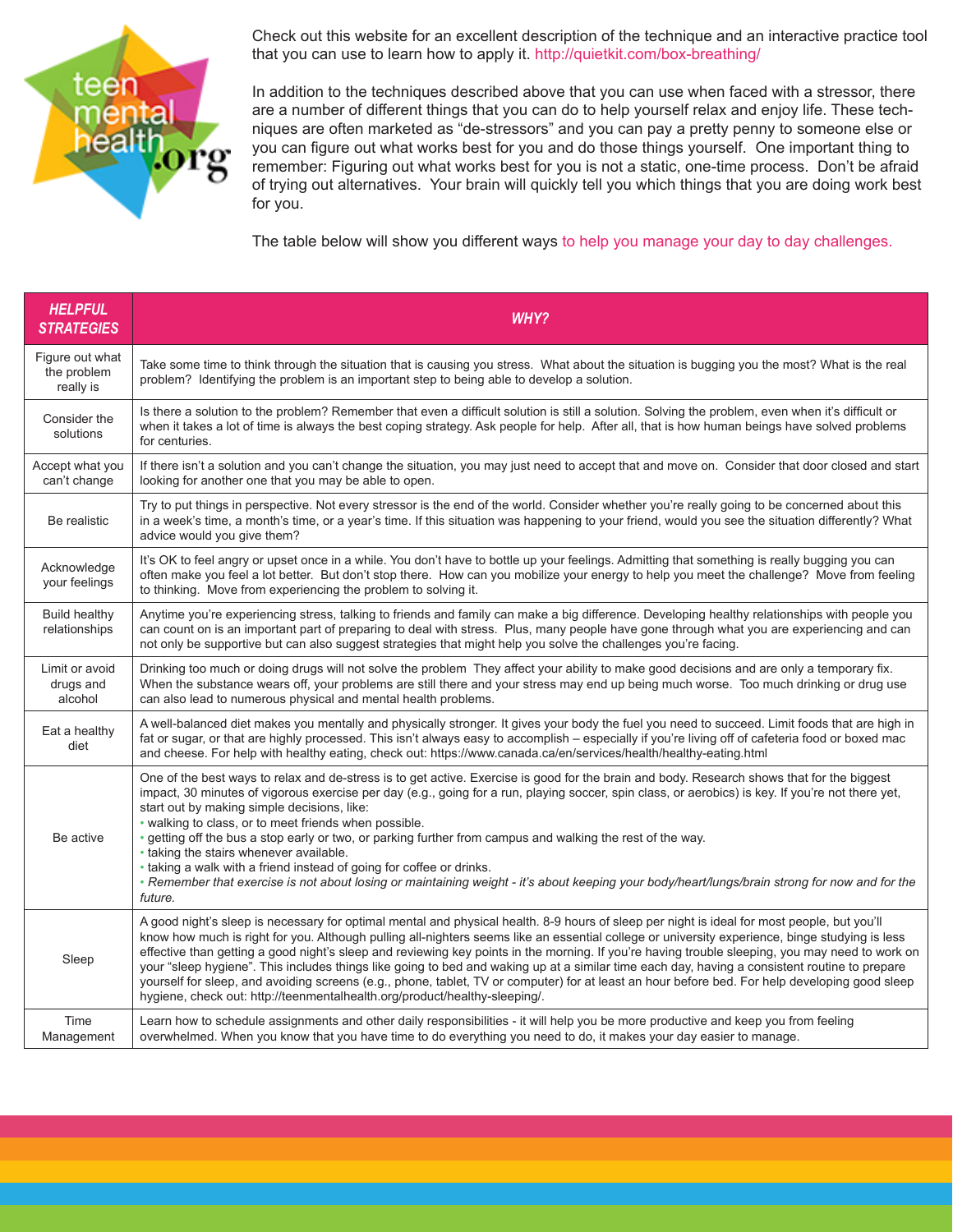Check out this website for an excellent description of the technique and an interactive practice tool that you can use to learn how to apply it. http://quietkit.com/box-breathing/

In addition to the techniques described above that you can use when faced with a stressor, there are a number of different things that you can do to help yourself relax and enjoy life. These techniques are often marketed as "de-stressors" and you can pay a pretty penny to someone else or you can figure out what works best for you and do those things yourself. One important thing to remember: Figuring out what works best for you is not a static, one-time process. Don't be afraid of trying out alternatives. Your brain will quickly tell you which things that you are doing work best for you.

The table below will show you different ways to help you manage your day to day challenges.

| ***HELPFUL STRATEGIES*** | ***WHY?*** |
| --- | --- |
| Figure out what the problem really is | Take some time to think through the situation that is causing you stress. What about the situation is bugging you the most? What is the real problem? Identifying the problem is an important step to being able to develop a solution. |
| Consider the solutions | Is there a solution to the problem? Remember that even a difficult solution is still a solution. Solving the problem, even when it's difficult or when it takes a lot of time is always the best coping strategy. Ask people for help. After all, that is how human beings have solved problems for centuries. |
| Accept what you can't change | If there isn't a solution and you can't change the situation, you may just need to accept that and move on. Consider that door closed and start looking for another one that you may be able to open. |
| Be realistic | Try to put things in perspective. Not every stressor is the end of the world. Consider whether you're really going to be concerned about this in a week's time, a month's time, or a year's time. If this situation was happening to your friend, would you see the situation differently? What advice would you give them? |
| Acknowledge your feelings | It's OK to feel angry or upset once in a while. You don't have to bottle up your feelings. Admitting that something is really bugging you can often make you feel a lot better. But don't stop there. How can you mobilize your energy to help you meet the challenge? Move from feeling to thinking. Move from experiencing the problem to solving it. |
| Build healthy relationships | Anytime you're experiencing stress, talking to friends and family can make a big difference. Developing healthy relationships with people you can count on is an important part of preparing to deal with stress. Plus, many people have gone through what you are experiencing and can not only be supportive but can also suggest strategies that might help you solve the challenges you're facing. |
| Limit or avoid drugs and alcohol | Drinking too much or doing drugs will not solve the problem They affect your ability to make good decisions and are only a temporary fix. When the substance wears off, your problems are still there and your stress may end up being much worse. Too much drinking or drug use can also lead to numerous physical and mental health problems. |
| Eat a healthy diet | A well-balanced diet makes you mentally and physically stronger. It gives your body the fuel you need to succeed. Limit foods that are high in fat or sugar, or that are highly processed. This isn't always easy to accomplish – especially if you're living off of cafeteria food or boxed mac and cheese. For help with healthy eating, check out: https://www.canada.ca/en/services/health/healthy-eating.html |
| Be active | One of the best ways to relax and de-stress is to get active. Exercise is good for the brain and body. Research shows that for the biggest impact, 30 minutes of vigorous exercise per day (e.g., going for a run, playing soccer, spin class, or aerobics) is key. If you're not there yet, start out by making simple decisions, like:<br>• walking to class, or to meet friends when possible.<br>• getting off the bus a stop early or two, or parking further from campus and walking the rest of the way.<br>• taking the stairs whenever available.<br>• taking a walk with a friend instead of going for coffee or drinks.<br>• *Remember that exercise is not about losing or maintaining weight - it's about keeping your body/heart/lungs/brain strong for now and for the future.* |
| Sleep | A good night's sleep is necessary for optimal mental and physical health. 8-9 hours of sleep per night is ideal for most people, but you'll know how much is right for you. Although pulling all-nighters seems like an essential college or university experience, binge studying is less effective than getting a good night's sleep and reviewing key points in the morning. If you're having trouble sleeping, you may need to work on your "sleep hygiene". This includes things like going to bed and waking up at a similar time each day, having a consistent routine to prepare yourself for sleep, and avoiding screens (e.g., phone, tablet, TV or computer) for at least an hour before bed. For help developing good sleep hygiene, check out: http://teenmentalhealth.org/product/healthy-sleeping/. |
| Time Management | Learn how to schedule assignments and other daily responsibilities - it will help you be more productive and keep you from feeling overwhelmed. When you know that you have time to do everything you need to do, it makes your day easier to manage. |